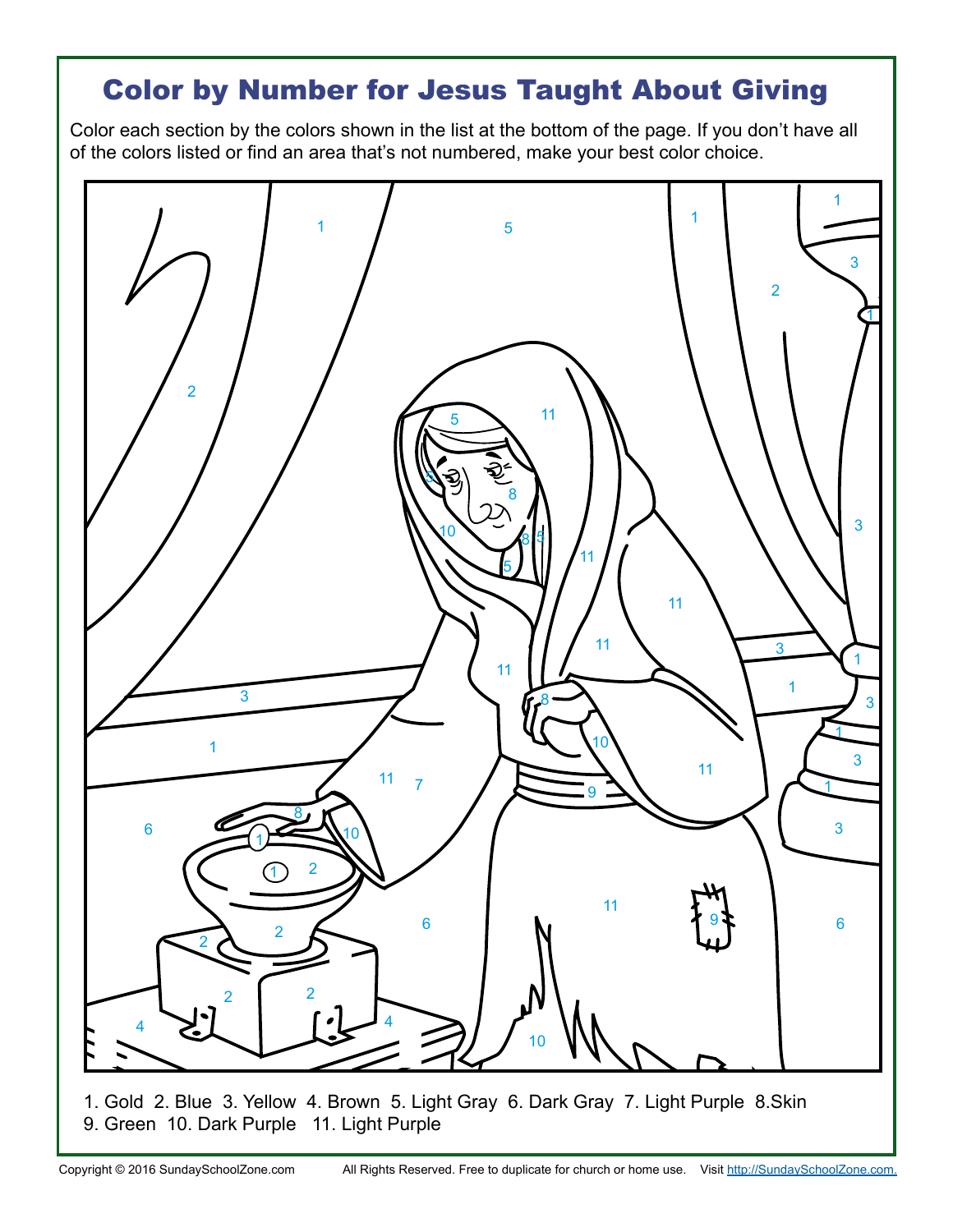# Color by Number for Jesus Taught About Giving

Color each section by the colors shown in the list at the bottom of the page. If you don't have all of the colors listed or find an area that's not numbered, make your best color choice.

1. Gold 2. Blue 3. Yellow 4. Brown 5. Light Gray 6. Dark Gray 7. Light Purple 8. Skin 9. Green 10. Dark Purple 11. Light Purple

Copyright © 2016 SundaySchoolZone.com All Rights Reserved. Free to duplicate for church or home use. Visit http://SundaySchoolZone.com.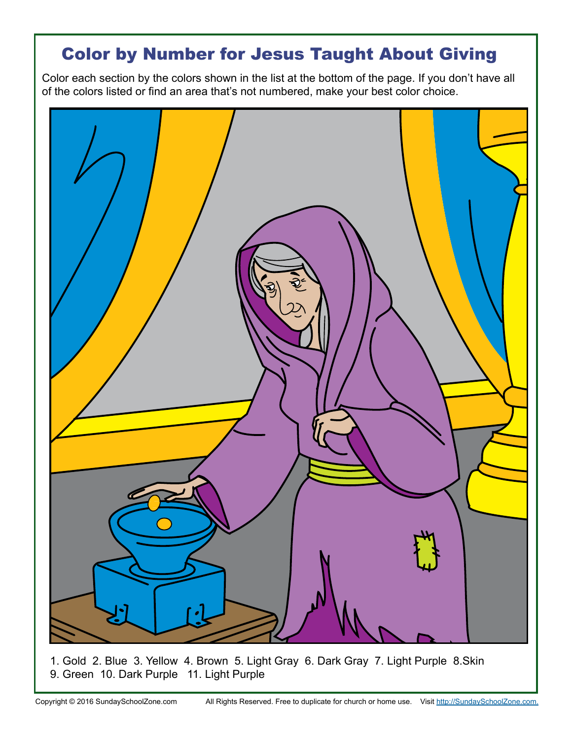# Color by Number for Jesus Taught About Giving

Color each section by the colors shown in the list at the bottom of the page. If you don't have all of the colors listed or find an area that's not numbered, make your best color choice.

1. Gold 2. Blue 3. Yellow 4. Brown 5. Light Gray 6. Dark Gray 7. Light Purple 8.Skin 9. Green 10. Dark Purple 11. Light Purple

Copyright © 2016 SundaySchoolZone.com All Rights Reserved. Free to duplicate for church or home use. Visit http://SundaySchoolZone.com.